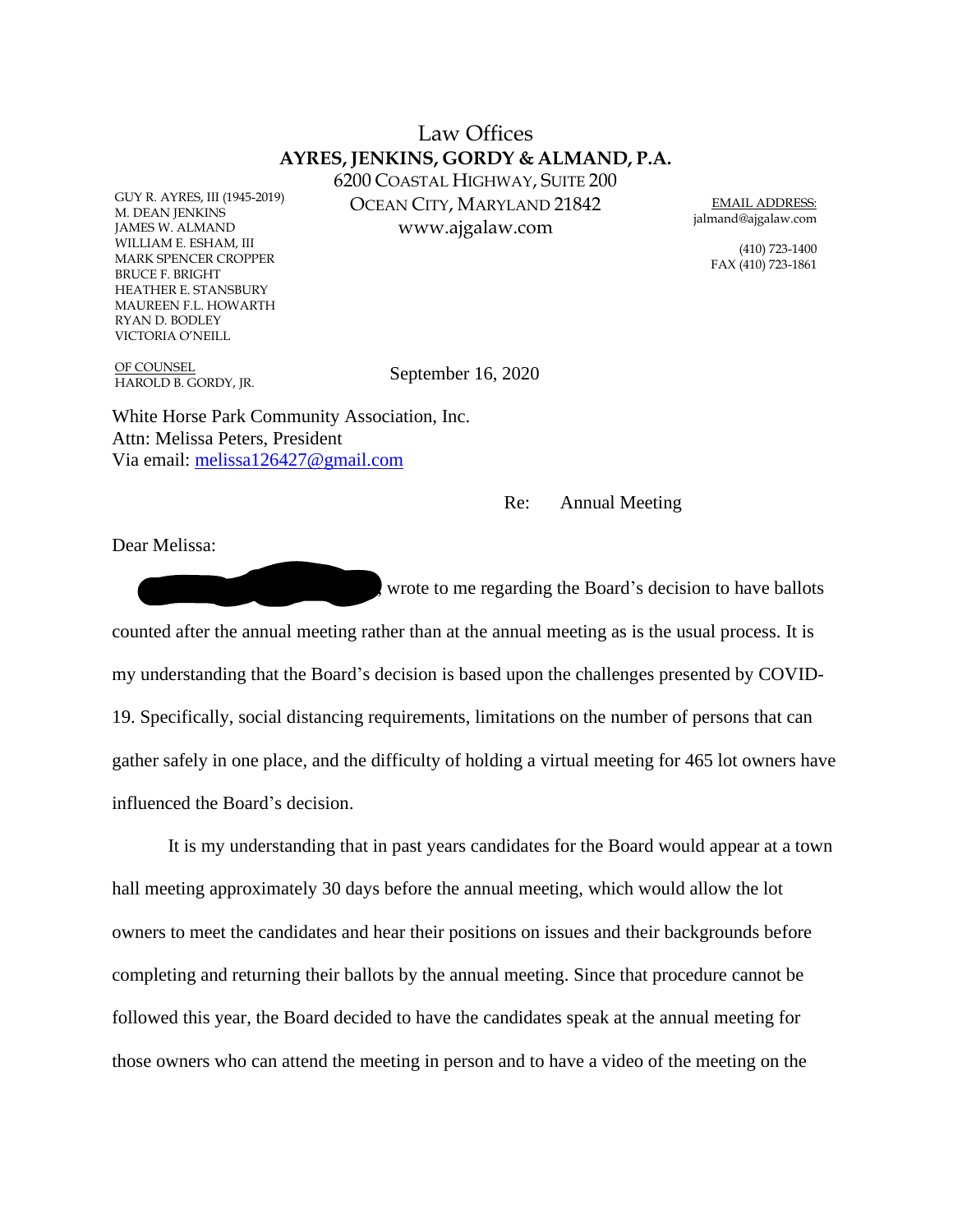# Law Offices
## AYRES, JENKINS, GORDY & ALMAND, P.A.

6200 Coastal Highway, Suite 200
Ocean City, Maryland 21842
www.ajgalaw.com

GUY R. AYRES, III (1945-2019)
M. DEAN JENKINS
JAMES W. ALMAND
WILLIAM E. ESHAM, III
MARK SPENCER CROPPER
BRUCE F. BRIGHT
HEATHER E. STANSBURY
MAUREEN F.L. HOWARTH
RYAN D. BODLEY
VICTORIA O'NEILL

OF COUNSEL
HAROLD B. GORDY, JR.

EMAIL ADDRESS:
jalmand@ajgalaw.com

(410) 723-1400
FAX (410) 723-1861

September 16, 2020

White Horse Park Community Association, Inc.
Attn: Melissa Peters, President
Via email: melissa126427@gmail.com

Re: Annual Meeting

Dear Melissa:

[redacted] wrote to me regarding the Board's decision to have ballots counted after the annual meeting rather than at the annual meeting as is the usual process. It is my understanding that the Board's decision is based upon the challenges presented by COVID-19. Specifically, social distancing requirements, limitations on the number of persons that can gather safely in one place, and the difficulty of holding a virtual meeting for 465 lot owners have influenced the Board's decision.

It is my understanding that in past years candidates for the Board would appear at a town hall meeting approximately 30 days before the annual meeting, which would allow the lot owners to meet the candidates and hear their positions on issues and their backgrounds before completing and returning their ballots by the annual meeting. Since that procedure cannot be followed this year, the Board decided to have the candidates speak at the annual meeting for those owners who can attend the meeting in person and to have a video of the meeting on the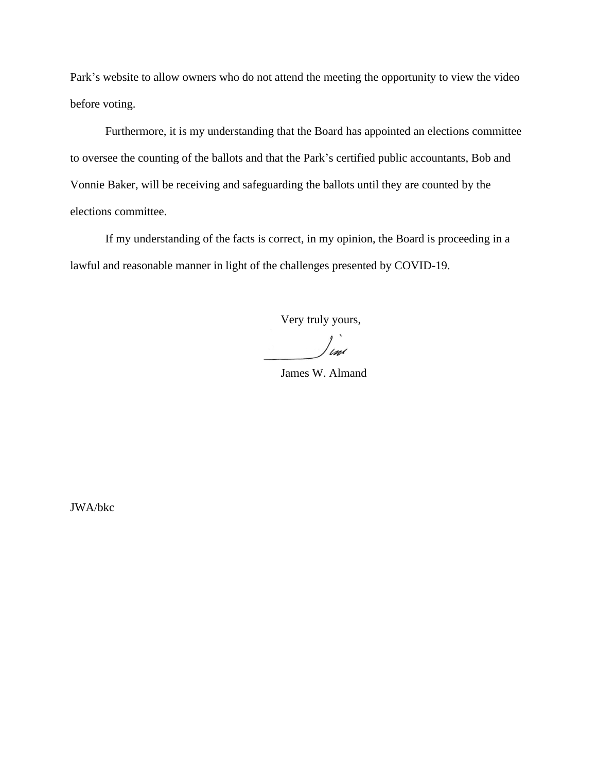Park's website to allow owners who do not attend the meeting the opportunity to view the video before voting.

Furthermore, it is my understanding that the Board has appointed an elections committee to oversee the counting of the ballots and that the Park's certified public accountants, Bob and Vonnie Baker, will be receiving and safeguarding the ballots until they are counted by the elections committee.

If my understanding of the facts is correct, in my opinion, the Board is proceeding in a lawful and reasonable manner in light of the challenges presented by COVID-19.

Very truly yours,

Jim

James W. Almand

JWA/bkc